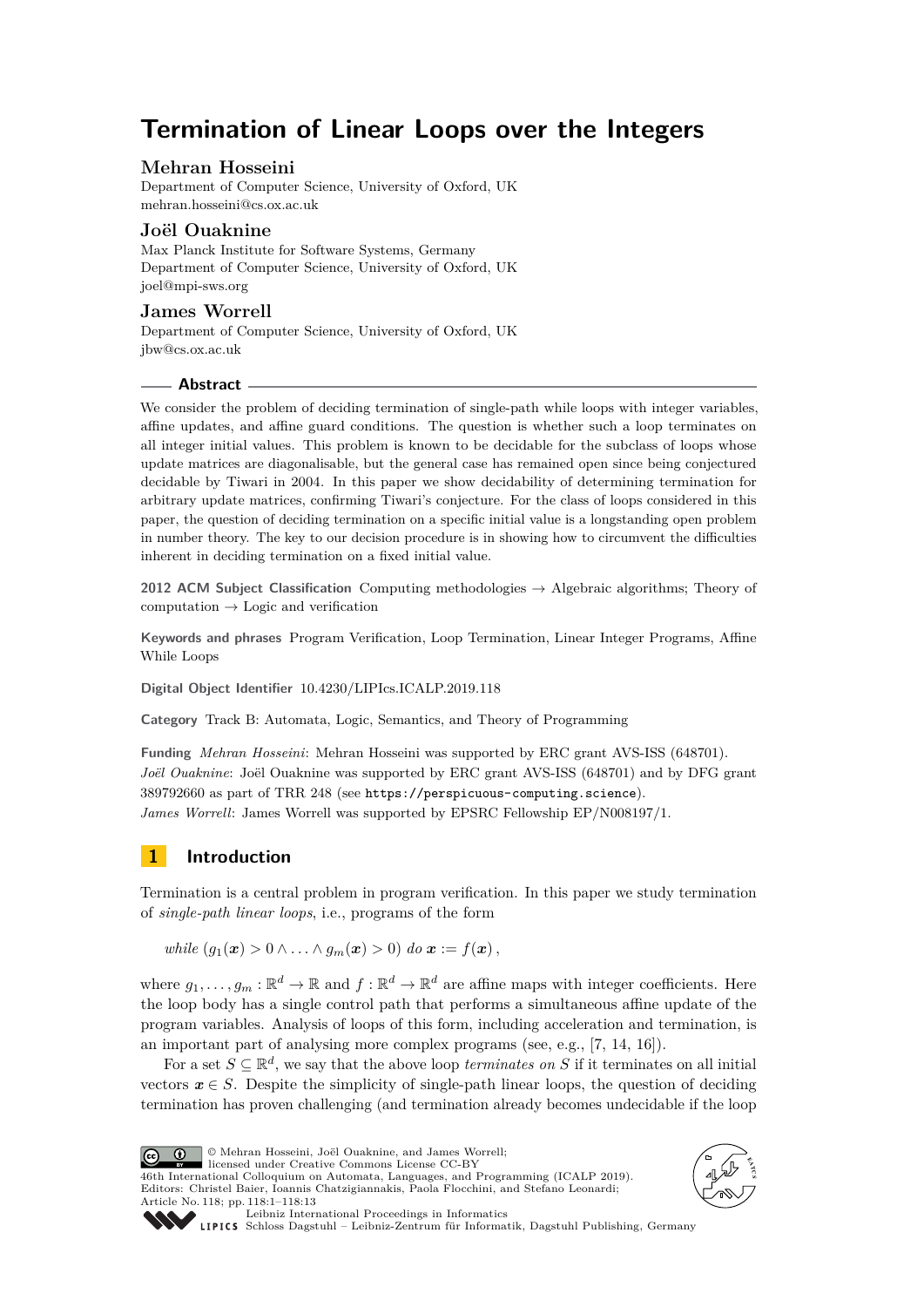# Termination of Linear Loops over the Integers

**Mehran Hosseini**
Department of Computer Science, University of Oxford, UK
mehran.hosseini@cs.ox.ac.uk

**Joël Ouaknine**
Max Planck Institute for Software Systems, Germany
Department of Computer Science, University of Oxford, UK
joel@mpi-sws.org

**James Worrell**
Department of Computer Science, University of Oxford, UK
jbw@cs.ox.ac.uk

## Abstract

We consider the problem of deciding termination of single-path while loops with integer variables, affine updates, and affine guard conditions. The question is whether such a loop terminates on all integer initial values. This problem is known to be decidable for the subclass of loops whose update matrices are diagonalisable, but the general case has remained open since being conjectured decidable by Tiwari in 2004. In this paper we show decidability of determining termination for arbitrary update matrices, confirming Tiwari's conjecture. For the class of loops considered in this paper, the question of deciding termination on a specific initial value is a longstanding open problem in number theory. The key to our decision procedure is in showing how to circumvent the difficulties inherent in deciding termination on a fixed initial value.

**2012 ACM Subject Classification** Computing methodologies → Algebraic algorithms; Theory of computation → Logic and verification

**Keywords and phrases** Program Verification, Loop Termination, Linear Integer Programs, Affine While Loops

**Digital Object Identifier** 10.4230/LIPIcs.ICALP.2019.118

**Category** Track B: Automata, Logic, Semantics, and Theory of Programming

**Funding** *Mehran Hosseini*: Mehran Hosseini was supported by ERC grant AVS-ISS (648701).
*Joël Ouaknine*: Joël Ouaknine was supported by ERC grant AVS-ISS (648701) and by DFG grant 389792660 as part of TRR 248 (see https://perspicuous-computing.science).
*James Worrell*: James Worrell was supported by EPSRC Fellowship EP/N008197/1.

## 1 Introduction

Termination is a central problem in program verification. In this paper we study termination of *single-path linear loops*, i.e., programs of the form

$$\textit{while } (g_1(\boldsymbol{x}) > 0 \wedge \ldots \wedge g_m(\boldsymbol{x}) > 0) \textit{ do } \boldsymbol{x} := f(\boldsymbol{x}),$$

where $g_1, \ldots, g_m : \mathbb{R}^d \to \mathbb{R}$ and $f : \mathbb{R}^d \to \mathbb{R}^d$ are affine maps with integer coefficients. Here the loop body has a single control path that performs a simultaneous affine update of the program variables. Analysis of loops of this form, including acceleration and termination, is an important part of analysing more complex programs (see, e.g., [7, 14, 16]).

For a set $S \subseteq \mathbb{R}^d$, we say that the above loop *terminates on* $S$ if it terminates on all initial vectors $\boldsymbol{x} \in S$. Despite the simplicity of single-path linear loops, the question of deciding termination has proven challenging (and termination already becomes undecidable if the loop

© Mehran Hosseini, Joël Ouaknine, and James Worrell;
licensed under Creative Commons License CC-BY
46th International Colloquium on Automata, Languages, and Programming (ICALP 2019).
Editors: Christel Baier, Ioannis Chatzigiannakis, Paola Flocchini, and Stefano Leonardi;
Article No. 118; pp. 118:1–118:13
Leibniz International Proceedings in Informatics
Schloss Dagstuhl – Leibniz-Zentrum für Informatik, Dagstuhl Publishing, Germany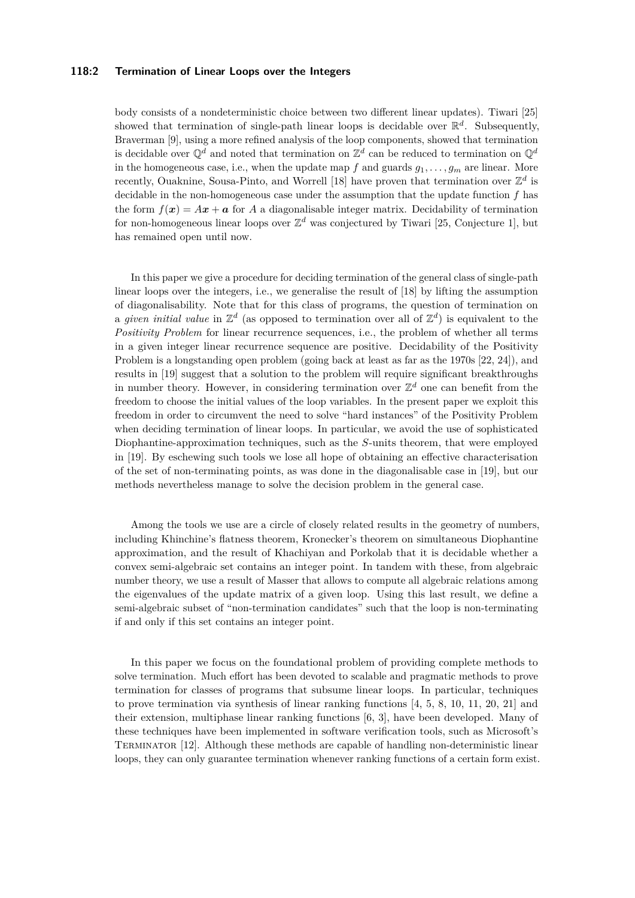body consists of a nondeterministic choice between two different linear updates). Tiwari [25] showed that termination of single-path linear loops is decidable over $\mathbb{R}^d$. Subsequently, Braverman [9], using a more refined analysis of the loop components, showed that termination is decidable over $\mathbb{Q}^d$ and noted that termination on $\mathbb{Z}^d$ can be reduced to termination on $\mathbb{Q}^d$ in the homogeneous case, i.e., when the update map $f$ and guards $g_1, \ldots, g_m$ are linear. More recently, Ouaknine, Sousa-Pinto, and Worrell [18] have proven that termination over $\mathbb{Z}^d$ is decidable in the non-homogeneous case under the assumption that the update function $f$ has the form $f(\boldsymbol{x}) = A\boldsymbol{x} + \boldsymbol{a}$ for $A$ a diagonalisable integer matrix. Decidability of termination for non-homogeneous linear loops over $\mathbb{Z}^d$ was conjectured by Tiwari [25, Conjecture 1], but has remained open until now.

In this paper we give a procedure for deciding termination of the general class of single-path linear loops over the integers, i.e., we generalise the result of [18] by lifting the assumption of diagonalisability. Note that for this class of programs, the question of termination on a *given initial value* in $\mathbb{Z}^d$ (as opposed to termination over all of $\mathbb{Z}^d$) is equivalent to the *Positivity Problem* for linear recurrence sequences, i.e., the problem of whether all terms in a given integer linear recurrence sequence are positive. Decidability of the Positivity Problem is a longstanding open problem (going back at least as far as the 1970s [22, 24]), and results in [19] suggest that a solution to the problem will require significant breakthroughs in number theory. However, in considering termination over $\mathbb{Z}^d$ one can benefit from the freedom to choose the initial values of the loop variables. In the present paper we exploit this freedom in order to circumvent the need to solve "hard instances" of the Positivity Problem when deciding termination of linear loops. In particular, we avoid the use of sophisticated Diophantine-approximation techniques, such as the $S$-units theorem, that were employed in [19]. By eschewing such tools we lose all hope of obtaining an effective characterisation of the set of non-terminating points, as was done in the diagonalisable case in [19], but our methods nevertheless manage to solve the decision problem in the general case.

Among the tools we use are a circle of closely related results in the geometry of numbers, including Khinchine's flatness theorem, Kronecker's theorem on simultaneous Diophantine approximation, and the result of Khachiyan and Porkolab that it is decidable whether a convex semi-algebraic set contains an integer point. In tandem with these, from algebraic number theory, we use a result of Masser that allows to compute all algebraic relations among the eigenvalues of the update matrix of a given loop. Using this last result, we define a semi-algebraic subset of "non-termination candidates" such that the loop is non-terminating if and only if this set contains an integer point.

In this paper we focus on the foundational problem of providing complete methods to solve termination. Much effort has been devoted to scalable and pragmatic methods to prove termination for classes of programs that subsume linear loops. In particular, techniques to prove termination via synthesis of linear ranking functions [4, 5, 8, 10, 11, 20, 21] and their extension, multiphase linear ranking functions [6, 3], have been developed. Many of these techniques have been implemented in software verification tools, such as Microsoft's Terminator [12]. Although these methods are capable of handling non-deterministic linear loops, they can only guarantee termination whenever ranking functions of a certain form exist.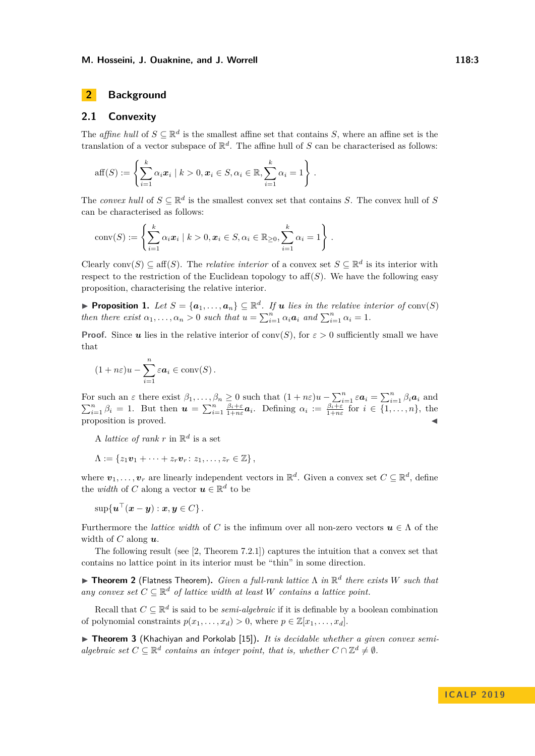## 2 Background

### 2.1 Convexity

The *affine hull* of $S \subseteq \mathbb{R}^d$ is the smallest affine set that contains $S$, where an affine set is the translation of a vector subspace of $\mathbb{R}^d$. The affine hull of $S$ can be characterised as follows:

$$\operatorname{aff}(S) := \left\{ \sum_{i=1}^{k} \alpha_i \boldsymbol{x}_i \mid k > 0, \boldsymbol{x}_i \in S, \alpha_i \in \mathbb{R}, \sum_{i=1}^{k} \alpha_i = 1 \right\}.$$

The *convex hull* of $S \subseteq \mathbb{R}^d$ is the smallest convex set that contains $S$. The convex hull of $S$ can be characterised as follows:

$$\operatorname{conv}(S) := \left\{ \sum_{i=1}^{k} \alpha_i \boldsymbol{x}_i \mid k > 0, \boldsymbol{x}_i \in S, \alpha_i \in \mathbb{R}_{\geq 0}, \sum_{i=1}^{k} \alpha_i = 1 \right\}.$$

Clearly $\operatorname{conv}(S) \subseteq \operatorname{aff}(S)$. The *relative interior* of a convex set $S \subseteq \mathbb{R}^d$ is its interior with respect to the restriction of the Euclidean topology to $\operatorname{aff}(S)$. We have the following easy proposition, characterising the relative interior.

▶ **Proposition 1.** *Let $S = \{\boldsymbol{a}_1, \dots, \boldsymbol{a}_n\} \subseteq \mathbb{R}^d$. If $\boldsymbol{u}$ lies in the relative interior of $\operatorname{conv}(S)$ then there exist $\alpha_1, \dots, \alpha_n > 0$ such that $u = \sum_{i=1}^{n} \alpha_i \boldsymbol{a}_i$ and $\sum_{i=1}^{n} \alpha_i = 1$.*

**Proof.** Since $\boldsymbol{u}$ lies in the relative interior of $\operatorname{conv}(S)$, for $\varepsilon > 0$ sufficiently small we have that

$$(1 + n\varepsilon)u - \sum_{i=1}^{n} \varepsilon \boldsymbol{a}_i \in \operatorname{conv}(S).$$

For such an $\varepsilon$ there exist $\beta_1, \dots, \beta_n \geq 0$ such that $(1+n\varepsilon)u - \sum_{i=1}^{n} \varepsilon \boldsymbol{a}_i = \sum_{i=1}^{n} \beta_i \boldsymbol{a}_i$ and $\sum_{i=1}^{n} \beta_i = 1$. But then $\boldsymbol{u} = \sum_{i=1}^{n} \frac{\beta_i + \varepsilon}{1 + n\varepsilon} \boldsymbol{a}_i$. Defining $\alpha_i := \frac{\beta_i + \varepsilon}{1+n\varepsilon}$ for $i \in \{1, \dots, n\}$, the proposition is proved. ◀

A *lattice of rank* $r$ in $\mathbb{R}^d$ is a set

$$\Lambda := \{z_1 \boldsymbol{v}_1 + \dots + z_r \boldsymbol{v}_r : z_1, \dots, z_r \in \mathbb{Z}\},$$

where $\boldsymbol{v}_1, \dots, \boldsymbol{v}_r$ are linearly independent vectors in $\mathbb{R}^d$. Given a convex set $C \subseteq \mathbb{R}^d$, define the *width* of $C$ along a vector $\boldsymbol{u} \in \mathbb{R}^d$ to be

$$\sup\{\boldsymbol{u}^\top(\boldsymbol{x} - \boldsymbol{y}) : \boldsymbol{x}, \boldsymbol{y} \in C\}.$$

Furthermore the *lattice width* of $C$ is the infimum over all non-zero vectors $\boldsymbol{u} \in \Lambda$ of the width of $C$ along $\boldsymbol{u}$.

The following result (see [2, Theorem 7.2.1]) captures the intuition that a convex set that contains no lattice point in its interior must be "thin" in some direction.

▶ **Theorem 2** (Flatness Theorem)**.** *Given a full-rank lattice $\Lambda$ in $\mathbb{R}^d$ there exists $W$ such that any convex set $C \subseteq \mathbb{R}^d$ of lattice width at least $W$ contains a lattice point.*

Recall that $C \subseteq \mathbb{R}^d$ is said to be *semi-algebraic* if it is definable by a boolean combination of polynomial constraints $p(x_1, \dots, x_d) > 0$, where $p \in \mathbb{Z}[x_1, \dots, x_d]$.

▶ **Theorem 3** (Khachiyan and Porkolab [15])**.** *It is decidable whether a given convex semi-algebraic set $C \subseteq \mathbb{R}^d$ contains an integer point, that is, whether $C \cap \mathbb{Z}^d \neq \emptyset$.*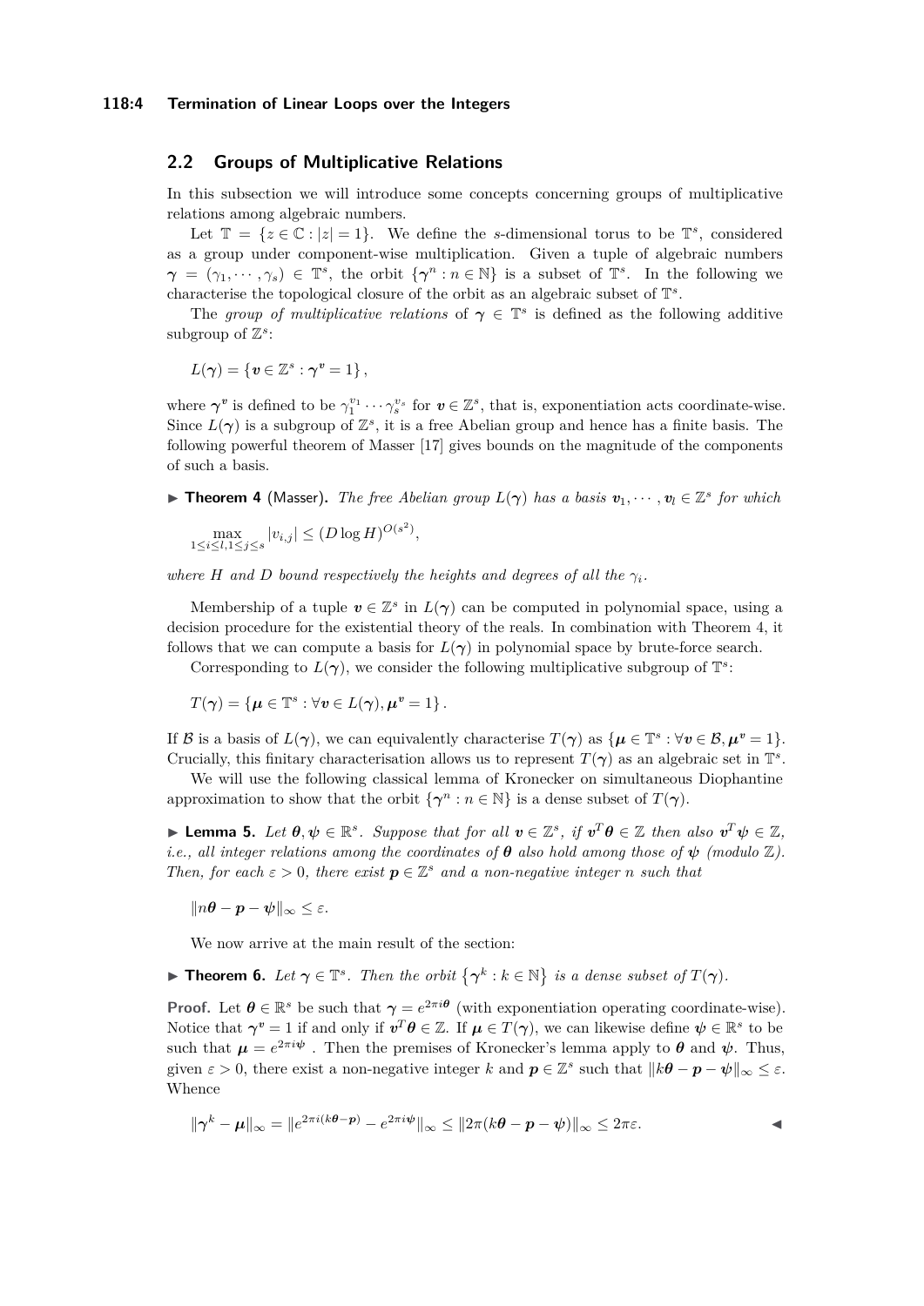## 2.2 Groups of Multiplicative Relations

In this subsection we will introduce some concepts concerning groups of multiplicative relations among algebraic numbers.

Let $\mathbb{T} = \{z \in \mathbb{C} : |z| = 1\}$. We define the $s$-dimensional torus to be $\mathbb{T}^s$, considered as a group under component-wise multiplication. Given a tuple of algebraic numbers $\boldsymbol{\gamma} = (\gamma_1, \cdots, \gamma_s) \in \mathbb{T}^s$, the orbit $\{\boldsymbol{\gamma}^n : n \in \mathbb{N}\}$ is a subset of $\mathbb{T}^s$. In the following we characterise the topological closure of the orbit as an algebraic subset of $\mathbb{T}^s$.

The *group of multiplicative relations* of $\boldsymbol{\gamma} \in \mathbb{T}^s$ is defined as the following additive subgroup of $\mathbb{Z}^s$:

$$L(\boldsymbol{\gamma}) = \{\boldsymbol{v} \in \mathbb{Z}^s : \boldsymbol{\gamma}^{\boldsymbol{v}} = 1\},$$

where $\boldsymbol{\gamma}^{\boldsymbol{v}}$ is defined to be $\gamma_1^{v_1} \cdots \gamma_s^{v_s}$ for $\boldsymbol{v} \in \mathbb{Z}^s$, that is, exponentiation acts coordinate-wise. Since $L(\boldsymbol{\gamma})$ is a subgroup of $\mathbb{Z}^s$, it is a free Abelian group and hence has a finite basis. The following powerful theorem of Masser [17] gives bounds on the magnitude of the components of such a basis.

▶ **Theorem 4** (Masser). *The free Abelian group $L(\boldsymbol{\gamma})$ has a basis $\boldsymbol{v}_1, \cdots, \boldsymbol{v}_l \in \mathbb{Z}^s$ for which*

$$\max_{1 \le i \le l, 1 \le j \le s} |v_{i,j}| \le (D \log H)^{O(s^2)},$$

*where $H$ and $D$ bound respectively the heights and degrees of all the $\gamma_i$.*

Membership of a tuple $\boldsymbol{v} \in \mathbb{Z}^s$ in $L(\boldsymbol{\gamma})$ can be computed in polynomial space, using a decision procedure for the existential theory of the reals. In combination with Theorem 4, it follows that we can compute a basis for $L(\boldsymbol{\gamma})$ in polynomial space by brute-force search.

Corresponding to $L(\boldsymbol{\gamma})$, we consider the following multiplicative subgroup of $\mathbb{T}^s$:

$$T(\boldsymbol{\gamma}) = \{\boldsymbol{\mu} \in \mathbb{T}^s : \forall \boldsymbol{v} \in L(\boldsymbol{\gamma}), \boldsymbol{\mu}^{\boldsymbol{v}} = 1\}.$$

If $\mathcal{B}$ is a basis of $L(\boldsymbol{\gamma})$, we can equivalently characterise $T(\boldsymbol{\gamma})$ as $\{\boldsymbol{\mu} \in \mathbb{T}^s : \forall \boldsymbol{v} \in \mathcal{B}, \boldsymbol{\mu}^{\boldsymbol{v}} = 1\}$. Crucially, this finitary characterisation allows us to represent $T(\boldsymbol{\gamma})$ as an algebraic set in $\mathbb{T}^s$.

We will use the following classical lemma of Kronecker on simultaneous Diophantine approximation to show that the orbit $\{\boldsymbol{\gamma}^n : n \in \mathbb{N}\}$ is a dense subset of $T(\boldsymbol{\gamma})$.

▶ **Lemma 5.** *Let $\boldsymbol{\theta}, \boldsymbol{\psi} \in \mathbb{R}^s$. Suppose that for all $\boldsymbol{v} \in \mathbb{Z}^s$, if $\boldsymbol{v}^T\boldsymbol{\theta} \in \mathbb{Z}$ then also $\boldsymbol{v}^T\boldsymbol{\psi} \in \mathbb{Z}$, i.e., all integer relations among the coordinates of $\boldsymbol{\theta}$ also hold among those of $\boldsymbol{\psi}$ (modulo $\mathbb{Z}$). Then, for each $\varepsilon > 0$, there exist $\boldsymbol{p} \in \mathbb{Z}^s$ and a non-negative integer $n$ such that*

$$\|n\boldsymbol{\theta} - \boldsymbol{p} - \boldsymbol{\psi}\|_\infty \le \varepsilon.$$

We now arrive at the main result of the section:

▶ **Theorem 6.** *Let $\boldsymbol{\gamma} \in \mathbb{T}^s$. Then the orbit $\{\boldsymbol{\gamma}^k : k \in \mathbb{N}\}$ is a dense subset of $T(\boldsymbol{\gamma})$.*

**Proof.** Let $\boldsymbol{\theta} \in \mathbb{R}^s$ be such that $\boldsymbol{\gamma} = e^{2\pi i\boldsymbol{\theta}}$ (with exponentiation operating coordinate-wise). Notice that $\boldsymbol{\gamma}^{\boldsymbol{v}} = 1$ if and only if $\boldsymbol{v}^T\boldsymbol{\theta} \in \mathbb{Z}$. If $\boldsymbol{\mu} \in T(\boldsymbol{\gamma})$, we can likewise define $\boldsymbol{\psi} \in \mathbb{R}^s$ to be such that $\boldsymbol{\mu} = e^{2\pi i\boldsymbol{\psi}}$ . Then the premises of Kronecker's lemma apply to $\boldsymbol{\theta}$ and $\boldsymbol{\psi}$. Thus, given $\varepsilon > 0$, there exist a non-negative integer $k$ and $\boldsymbol{p} \in \mathbb{Z}^s$ such that $\|k\boldsymbol{\theta} - \boldsymbol{p} - \boldsymbol{\psi}\|_\infty \le \varepsilon$. Whence

$$\|\boldsymbol{\gamma}^k - \boldsymbol{\mu}\|_\infty = \|e^{2\pi i(k\boldsymbol{\theta} - \boldsymbol{p})} - e^{2\pi i\boldsymbol{\psi}}\|_\infty \le \|2\pi(k\boldsymbol{\theta} - \boldsymbol{p} - \boldsymbol{\psi})\|_\infty \le 2\pi\varepsilon.$$

◀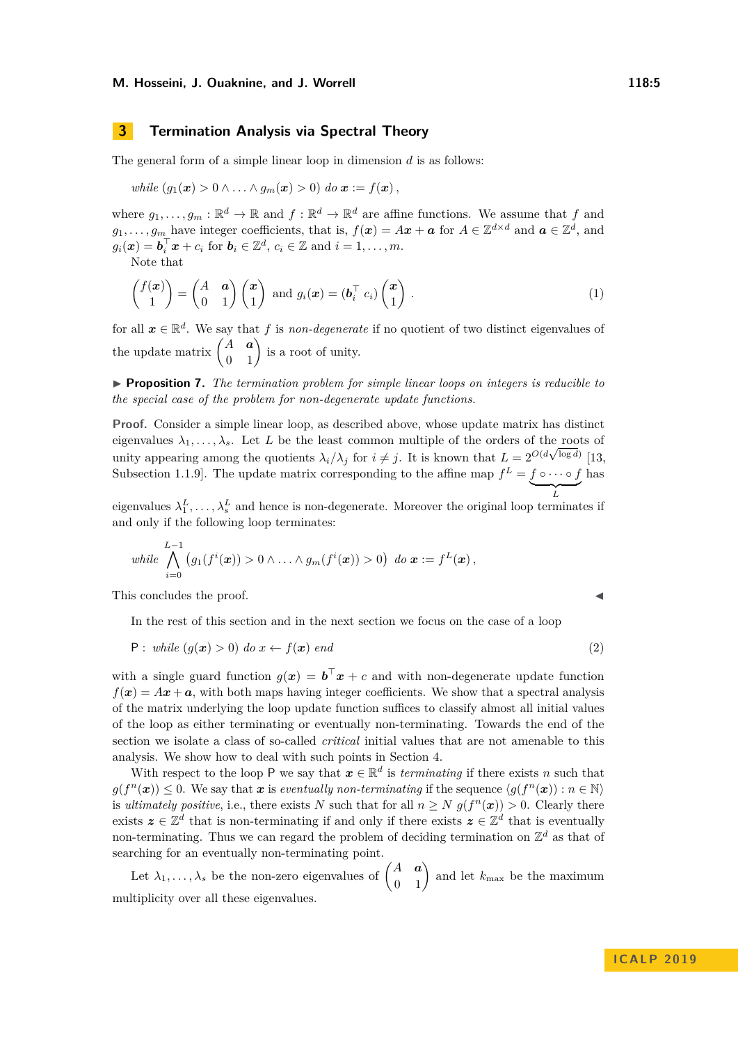## 3 Termination Analysis via Spectral Theory

The general form of a simple linear loop in dimension $d$ is as follows:

$$\textit{while } (g_1(\boldsymbol{x}) > 0 \wedge \ldots \wedge g_m(\boldsymbol{x}) > 0) \textit{ do } \boldsymbol{x} := f(\boldsymbol{x}),$$

where $g_1, \ldots, g_m : \mathbb{R}^d \to \mathbb{R}$ and $f : \mathbb{R}^d \to \mathbb{R}^d$ are affine functions. We assume that $f$ and $g_1, \ldots, g_m$ have integer coefficients, that is, $f(\boldsymbol{x}) = A\boldsymbol{x} + \boldsymbol{a}$ for $A \in \mathbb{Z}^{d \times d}$ and $\boldsymbol{a} \in \mathbb{Z}^d$, and $g_i(\boldsymbol{x}) = \boldsymbol{b}_i^\top \boldsymbol{x} + c_i$ for $\boldsymbol{b}_i \in \mathbb{Z}^d$, $c_i \in \mathbb{Z}$ and $i = 1, \ldots, m$.

Note that

$$\begin{pmatrix} f(\boldsymbol{x}) \\ 1 \end{pmatrix} = \begin{pmatrix} A & \boldsymbol{a} \\ 0 & 1 \end{pmatrix} \begin{pmatrix} \boldsymbol{x} \\ 1 \end{pmatrix} \text{ and } g_i(\boldsymbol{x}) = (\boldsymbol{b}_i^\top \; c_i) \begin{pmatrix} \boldsymbol{x} \\ 1 \end{pmatrix}. \tag{1}$$

for all $\boldsymbol{x} \in \mathbb{R}^d$. We say that $f$ is *non-degenerate* if no quotient of two distinct eigenvalues of the update matrix $\begin{pmatrix} A & \boldsymbol{a} \\ 0 & 1 \end{pmatrix}$ is a root of unity.

▶ **Proposition 7.** *The termination problem for simple linear loops on integers is reducible to the special case of the problem for non-degenerate update functions.*

**Proof.** Consider a simple linear loop, as described above, whose update matrix has distinct eigenvalues $\lambda_1, \ldots, \lambda_s$. Let $L$ be the least common multiple of the orders of the roots of unity appearing among the quotients $\lambda_i/\lambda_j$ for $i \neq j$. It is known that $L = 2^{O(d\sqrt{\log d})}$ [13, Subsection 1.1.9]. The update matrix corresponding to the affine map $f^L = \underbrace{f \circ \cdots \circ f}_{L}$ has eigenvalues $\lambda_1^L, \ldots, \lambda_s^L$ and hence is non-degenerate. Moreover the original loop terminates if and only if the following loop terminates:

$$\textit{while } \bigwedge_{i=0}^{L-1} \left(g_1(f^i(\boldsymbol{x})) > 0 \wedge \ldots \wedge g_m(f^i(\boldsymbol{x})) > 0\right) \textit{ do } \boldsymbol{x} := f^L(\boldsymbol{x}),$$

This concludes the proof. ◀

In the rest of this section and in the next section we focus on the case of a loop

$$\mathsf{P}: \textit{ while } (g(\boldsymbol{x}) > 0) \textit{ do } x \leftarrow f(\boldsymbol{x}) \textit{ end} \tag{2}$$

with a single guard function $g(\boldsymbol{x}) = \boldsymbol{b}^\top \boldsymbol{x} + c$ and with non-degenerate update function $f(\boldsymbol{x}) = A\boldsymbol{x} + \boldsymbol{a}$, with both maps having integer coefficients. We show that a spectral analysis of the matrix underlying the loop update function suffices to classify almost all initial values of the loop as either terminating or eventually non-terminating. Towards the end of the section we isolate a class of so-called *critical* initial values that are not amenable to this analysis. We show how to deal with such points in Section 4.

With respect to the loop $\mathsf{P}$ we say that $\boldsymbol{x} \in \mathbb{R}^d$ is *terminating* if there exists $n$ such that $g(f^n(\boldsymbol{x})) \le 0$. We say that $\boldsymbol{x}$ is *eventually non-terminating* if the sequence $\langle g(f^n(\boldsymbol{x})) : n \in \mathbb{N}\rangle$ is *ultimately positive*, i.e., there exists $N$ such that for all $n \ge N$ $g(f^n(\boldsymbol{x})) > 0$. Clearly there exists $\boldsymbol{z} \in \mathbb{Z}^d$ that is non-terminating if and only if there exists $\boldsymbol{z} \in \mathbb{Z}^d$ that is eventually non-terminating. Thus we can regard the problem of deciding termination on $\mathbb{Z}^d$ as that of searching for an eventually non-terminating point.

Let $\lambda_1, \ldots, \lambda_s$ be the non-zero eigenvalues of $\begin{pmatrix} A & \boldsymbol{a} \\ 0 & 1 \end{pmatrix}$ and let $k_{\max}$ be the maximum multiplicity over all these eigenvalues.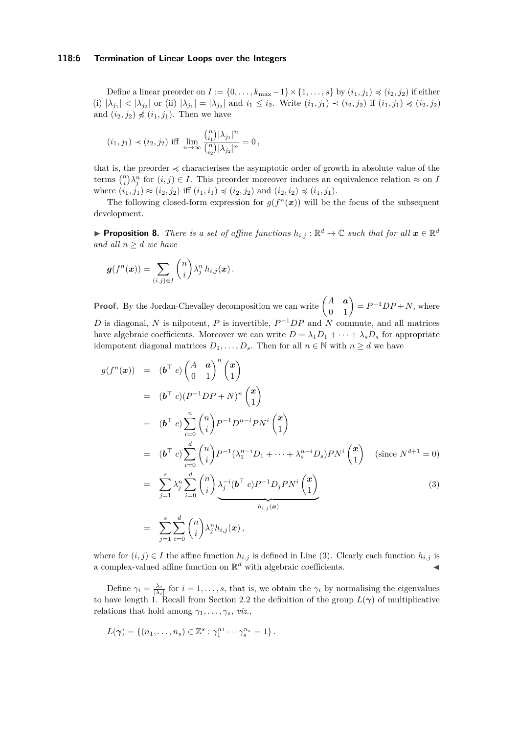Define a linear preorder on $I := \{0, \dots, k_{\max} - 1\} \times \{1, \dots, s\}$ by $(i_1, j_1) \preccurlyeq (i_2, j_2)$ if either (i) $|\lambda_{j_1}| < |\lambda_{j_2}|$ or (ii) $|\lambda_{j_1}| = |\lambda_{j_2}|$ and $i_1 \leq i_2$. Write $(i_1, j_1) \prec (i_2, j_2)$ if $(i_1, j_1) \preccurlyeq (i_2, j_2)$ and $(i_2, j_2) \not\preccurlyeq (i_1, j_1)$. Then we have

$$(i_1, j_1) \prec (i_2, j_2) \text{ iff } \lim_{n \to \infty} \frac{\binom{n}{i_1} |\lambda_{j_1}|^n}{\binom{n}{i_2} |\lambda_{j_2}|^n} = 0 \,,$$

that is, the preorder $\preccurlyeq$ characterises the asymptotic order of growth in absolute value of the terms $\binom{n}{i} \lambda_j^n$ for $(i, j) \in I$. This preorder moreover induces an equivalence relation $\approx$ on $I$ where $(i_1, j_1) \approx (i_2, j_2)$ iff $(i_1, i_1) \preccurlyeq (i_2, i_2)$ and $(i_2, i_2) \preccurlyeq (i_1, i_1)$.

The following closed-form expression for $g(f^n(\boldsymbol{x}))$ will be the focus of the subsequent development.

▶ **Proposition 8.** *There is a set of affine functions $h_{i,j} : \mathbb{R}^d \to \mathbb{C}$ such that for all $\boldsymbol{x} \in \mathbb{R}^d$ and all $n \geq d$ we have*

$$\boldsymbol{g}(f^n(\boldsymbol{x})) = \sum_{(i,j) \in I} \binom{n}{i} \lambda_j^n \, h_{i,j}(\boldsymbol{x}) \,.$$

**Proof.** By the Jordan-Chevalley decomposition we can write $\begin{pmatrix} A & \boldsymbol{a} \\ 0 & 1 \end{pmatrix} = P^{-1}DP + N$, where $D$ is diagonal, $N$ is nilpotent, $P$ is invertible, $P^{-1}DP$ and $N$ commute, and all matrices have algebraic coefficients. Moreover we can write $D = \lambda_1 D_1 + \cdots + \lambda_s D_s$ for appropriate idempotent diagonal matrices $D_1, \dots, D_s$. Then for all $n \in \mathbb{N}$ with $n \geq d$ we have

$$\begin{aligned}
g(f^n(\boldsymbol{x})) &= (\boldsymbol{b}^\top \; c) \begin{pmatrix} A & \boldsymbol{a} \\ 0 & 1 \end{pmatrix}^n \begin{pmatrix} \boldsymbol{x} \\ 1 \end{pmatrix} \\
&= (\boldsymbol{b}^\top \; c)(P^{-1}DP + N)^n \begin{pmatrix} \boldsymbol{x} \\ 1 \end{pmatrix} \\
&= (\boldsymbol{b}^\top \; c) \sum_{i=0}^{n} \binom{n}{i} P^{-1} D^{n-i} P N^i \begin{pmatrix} \boldsymbol{x} \\ 1 \end{pmatrix} \\
&= (\boldsymbol{b}^\top \; c) \sum_{i=0}^{d} \binom{n}{i} P^{-1} (\lambda_1^{n-i} D_1 + \cdots + \lambda_s^{n-i} D_s) P N^i \begin{pmatrix} \boldsymbol{x} \\ 1 \end{pmatrix} \quad \text{(since } N^{d+1} = 0\text{)} \\
&= \sum_{j=1}^{s} \lambda_j^n \sum_{i=0}^{d} \binom{n}{i} \underbrace{\lambda_j^{-i} (\boldsymbol{b}^\top \; c) P^{-1} D_j P N^i \begin{pmatrix} \boldsymbol{x} \\ 1 \end{pmatrix}}_{h_{i,j}(\boldsymbol{x})} \qquad (3) \\
&= \sum_{j=1}^{s} \sum_{i=0}^{d} \binom{n}{i} \lambda_j^n h_{i,j}(\boldsymbol{x}) \,,
\end{aligned}$$

where for $(i, j) \in I$ the affine function $h_{i,j}$ is defined in Line (3). Clearly each function $h_{i,j}$ is a complex-valued affine function on $\mathbb{R}^d$ with algebraic coefficients. ◀

Define $\gamma_i = \frac{\lambda_i}{|\lambda_i|}$ for $i = 1, \dots, s$, that is, we obtain the $\gamma_i$ by normalising the eigenvalues to have length 1. Recall from Section 2.2 the definition of the group $L(\boldsymbol{\gamma})$ of multiplicative relations that hold among $\gamma_1, \dots, \gamma_s$, *viz.*,

$$L(\boldsymbol{\gamma}) = \{(n_1, \dots, n_s) \in \mathbb{Z}^s : \gamma_1^{n_1} \cdots \gamma_s^{n_s} = 1\} \,.$$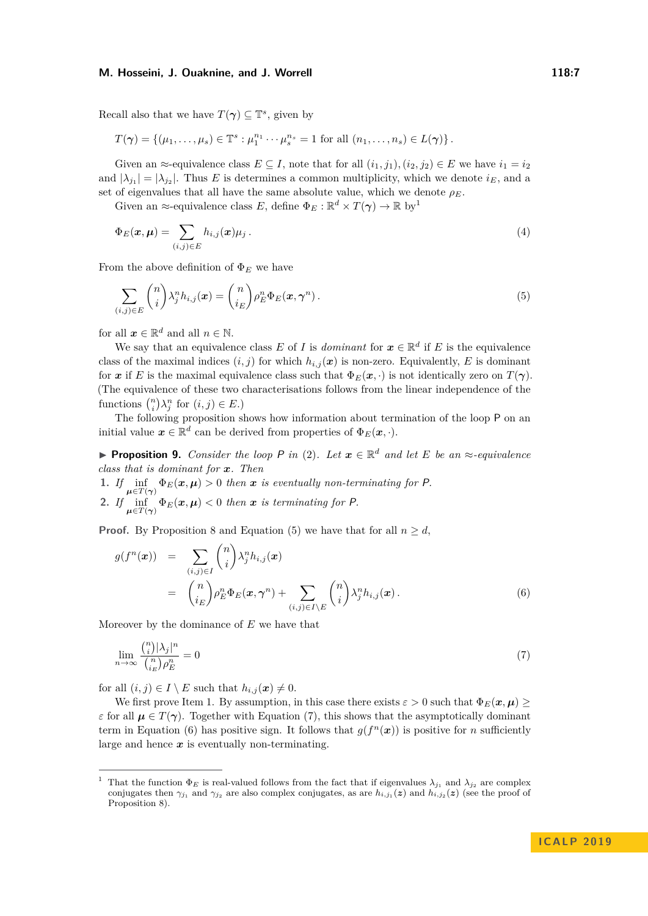Recall also that we have $T(\boldsymbol{\gamma}) \subseteq \mathbb{T}^s$, given by

$$T(\boldsymbol{\gamma}) = \{(\mu_1, \ldots, \mu_s) \in \mathbb{T}^s : \mu_1^{n_1} \cdots \mu_s^{n_s} = 1 \text{ for all } (n_1, \ldots, n_s) \in L(\boldsymbol{\gamma})\}.$$

Given an $\approx$-equivalence class $E \subseteq I$, note that for all $(i_1, j_1), (i_2, j_2) \in E$ we have $i_1 = i_2$ and $|\lambda_{j_1}| = |\lambda_{j_2}|$. Thus $E$ is determines a common multiplicity, which we denote $i_E$, and a set of eigenvalues that all have the same absolute value, which we denote $\rho_E$.

Given an $\approx$-equivalence class $E$, define $\Phi_E : \mathbb{R}^d \times T(\boldsymbol{\gamma}) \to \mathbb{R}$ by[1]

$$\Phi_E(\boldsymbol{x}, \boldsymbol{\mu}) = \sum_{(i,j) \in E} h_{i,j}(\boldsymbol{x}) \mu_j. \tag{4}$$

From the above definition of $\Phi_E$ we have

$$\sum_{(i,j) \in E} \binom{n}{i} \lambda_j^n h_{i,j}(\boldsymbol{x}) = \binom{n}{i_E} \rho_E^n \Phi_E(\boldsymbol{x}, \boldsymbol{\gamma}^n). \tag{5}$$

for all $\boldsymbol{x} \in \mathbb{R}^d$ and all $n \in \mathbb{N}$.

We say that an equivalence class $E$ of $I$ is *dominant* for $\boldsymbol{x} \in \mathbb{R}^d$ if $E$ is the equivalence class of the maximal indices $(i,j)$ for which $h_{i,j}(\boldsymbol{x})$ is non-zero. Equivalently, $E$ is dominant for $\boldsymbol{x}$ if $E$ is the maximal equivalence class such that $\Phi_E(\boldsymbol{x}, \cdot)$ is not identically zero on $T(\boldsymbol{\gamma})$. (The equivalence of these two characterisations follows from the linear independence of the functions $\binom{n}{i}\lambda_j^n$ for $(i,j) \in E$.)

The following proposition shows how information about termination of the loop $\mathsf{P}$ on an initial value $\boldsymbol{x} \in \mathbb{R}^d$ can be derived from properties of $\Phi_E(\boldsymbol{x}, \cdot)$.

▶ **Proposition 9.** *Consider the loop $\mathsf{P}$ in (2). Let $\boldsymbol{x} \in \mathbb{R}^d$ and let $E$ be an $\approx$-equivalence class that is dominant for $\boldsymbol{x}$. Then*

1. *If $\inf_{\boldsymbol{\mu} \in T(\boldsymbol{\gamma})} \Phi_E(\boldsymbol{x}, \boldsymbol{\mu}) > 0$ then $\boldsymbol{x}$ is eventually non-terminating for $\mathsf{P}$.*
2. *If $\inf_{\boldsymbol{\mu} \in T(\boldsymbol{\gamma})} \Phi_E(\boldsymbol{x}, \boldsymbol{\mu}) < 0$ then $\boldsymbol{x}$ is terminating for $\mathsf{P}$.*

**Proof.** By Proposition 8 and Equation (5) we have that for all $n \geq d$,

$$\begin{aligned} g(f^n(\boldsymbol{x})) &= \sum_{(i,j) \in I} \binom{n}{i} \lambda_j^n h_{i,j}(\boldsymbol{x}) \\ &= \binom{n}{i_E} \rho_E^n \Phi_E(\boldsymbol{x}, \boldsymbol{\gamma}^n) + \sum_{(i,j) \in I \setminus E} \binom{n}{i} \lambda_j^n h_{i,j}(\boldsymbol{x}). \end{aligned} \tag{6}$$

Moreover by the dominance of $E$ we have that

$$\lim_{n \to \infty} \frac{\binom{n}{i} |\lambda_j|^n}{\binom{n}{i_E} \rho_E^n} = 0 \tag{7}$$

for all $(i,j) \in I \setminus E$ such that $h_{i,j}(\boldsymbol{x}) \neq 0$.

We first prove Item 1. By assumption, in this case there exists $\varepsilon > 0$ such that $\Phi_E(\boldsymbol{x}, \boldsymbol{\mu}) \geq \varepsilon$ for all $\boldsymbol{\mu} \in T(\boldsymbol{\gamma})$. Together with Equation (7), this shows that the asymptotically dominant term in Equation (6) has positive sign. It follows that $g(f^n(\boldsymbol{x}))$ is positive for $n$ sufficiently large and hence $\boldsymbol{x}$ is eventually non-terminating.

---

[1] That the function $\Phi_E$ is real-valued follows from the fact that if eigenvalues $\lambda_{j_1}$ and $\lambda_{j_2}$ are complex conjugates then $\gamma_{j_1}$ and $\gamma_{j_2}$ are also complex conjugates, as are $h_{i,j_1}(\boldsymbol{z})$ and $h_{i,j_2}(\boldsymbol{z})$ (see the proof of Proposition 8).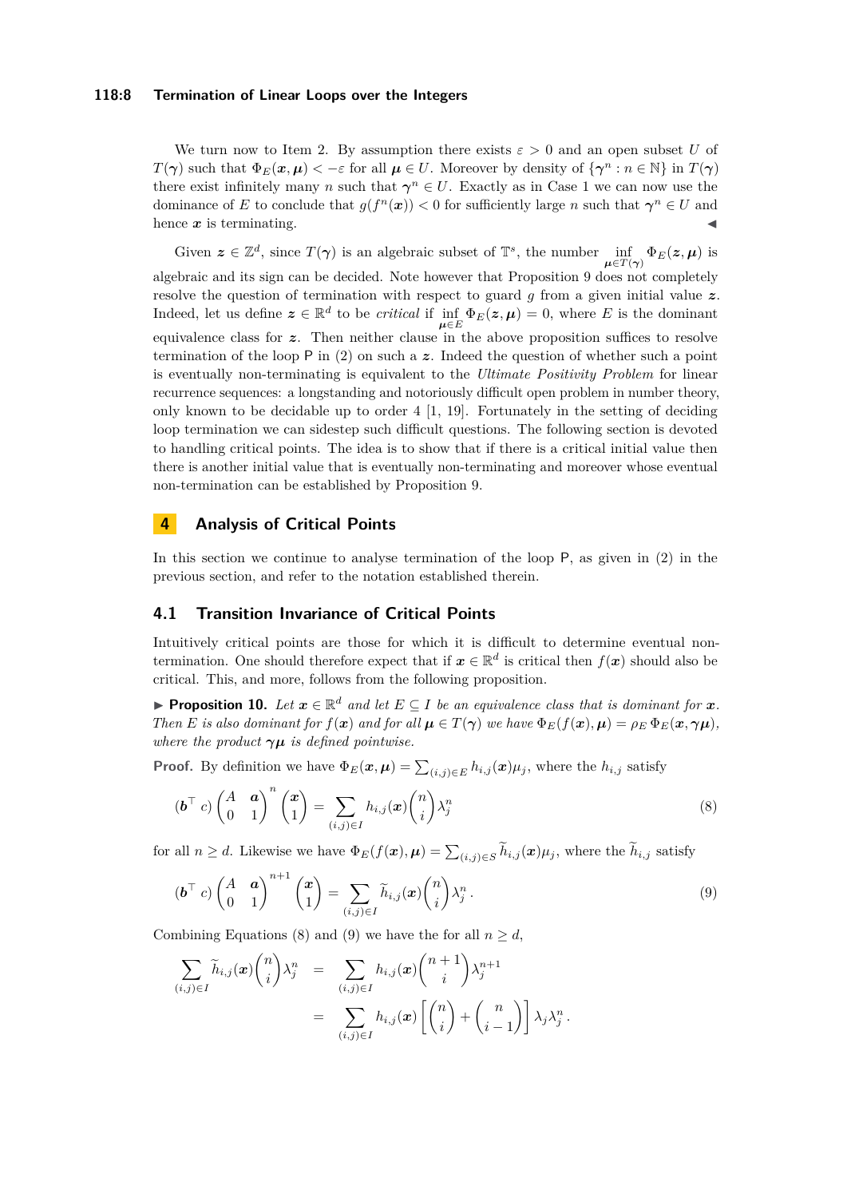We turn now to Item 2. By assumption there exists $\varepsilon > 0$ and an open subset $U$ of $T(\boldsymbol{\gamma})$ such that $\Phi_E(\boldsymbol{x}, \boldsymbol{\mu}) < -\varepsilon$ for all $\boldsymbol{\mu} \in U$. Moreover by density of $\{\boldsymbol{\gamma}^n : n \in \mathbb{N}\}$ in $T(\boldsymbol{\gamma})$ there exist infinitely many $n$ such that $\boldsymbol{\gamma}^n \in U$. Exactly as in Case 1 we can now use the dominance of $E$ to conclude that $g(f^n(\boldsymbol{x})) < 0$ for sufficiently large $n$ such that $\boldsymbol{\gamma}^n \in U$ and hence $\boldsymbol{x}$ is terminating. ◀

Given $\boldsymbol{z} \in \mathbb{Z}^d$, since $T(\boldsymbol{\gamma})$ is an algebraic subset of $\mathbb{T}^s$, the number $\inf_{\boldsymbol{\mu} \in T(\boldsymbol{\gamma})} \Phi_E(\boldsymbol{z}, \boldsymbol{\mu})$ is algebraic and its sign can be decided. Note however that Proposition 9 does not completely resolve the question of termination with respect to guard $g$ from a given initial value $\boldsymbol{z}$. Indeed, let us define $\boldsymbol{z} \in \mathbb{R}^d$ to be *critical* if $\inf_{\boldsymbol{\mu} \in E} \Phi_E(\boldsymbol{z}, \boldsymbol{\mu}) = 0$, where $E$ is the dominant equivalence class for $\boldsymbol{z}$. Then neither clause in the above proposition suffices to resolve termination of the loop P in (2) on such a $\boldsymbol{z}$. Indeed the question of whether such a point is eventually non-terminating is equivalent to the *Ultimate Positivity Problem* for linear recurrence sequences: a longstanding and notoriously difficult open problem in number theory, only known to be decidable up to order 4 [1, 19]. Fortunately in the setting of deciding loop termination we can sidestep such difficult questions. The following section is devoted to handling critical points. The idea is to show that if there is a critical initial value then there is another initial value that is eventually non-terminating and moreover whose eventual non-termination can be established by Proposition 9.

## 4 Analysis of Critical Points

In this section we continue to analyse termination of the loop P, as given in (2) in the previous section, and refer to the notation established therein.

### 4.1 Transition Invariance of Critical Points

Intuitively critical points are those for which it is difficult to determine eventual non-termination. One should therefore expect that if $\boldsymbol{x} \in \mathbb{R}^d$ is critical then $f(\boldsymbol{x})$ should also be critical. This, and more, follows from the following proposition.

▶ **Proposition 10.** *Let $\boldsymbol{x} \in \mathbb{R}^d$ and let $E \subseteq I$ be an equivalence class that is dominant for $\boldsymbol{x}$. Then $E$ is also dominant for $f(\boldsymbol{x})$ and for all $\boldsymbol{\mu} \in T(\boldsymbol{\gamma})$ we have $\Phi_E(f(\boldsymbol{x}), \boldsymbol{\mu}) = \rho_E \, \Phi_E(\boldsymbol{x}, \boldsymbol{\gamma\mu})$, where the product $\boldsymbol{\gamma\mu}$ is defined pointwise.*

**Proof.** By definition we have $\Phi_E(\boldsymbol{x}, \boldsymbol{\mu}) = \sum_{(i,j) \in E} h_{i,j}(\boldsymbol{x}) \mu_j$, where the $h_{i,j}$ satisfy

$$(\boldsymbol{b}^\top \; c) \begin{pmatrix} A & \boldsymbol{a} \\ 0 & 1 \end{pmatrix}^n \begin{pmatrix} \boldsymbol{x} \\ 1 \end{pmatrix} = \sum_{(i,j) \in I} h_{i,j}(\boldsymbol{x}) \binom{n}{i} \lambda_j^n \tag{8}$$

for all $n \geq d$. Likewise we have $\Phi_E(f(\boldsymbol{x}), \boldsymbol{\mu}) = \sum_{(i,j) \in S} \widetilde{h}_{i,j}(\boldsymbol{x}) \mu_j$, where the $\widetilde{h}_{i,j}$ satisfy

$$(\boldsymbol{b}^\top \; c) \begin{pmatrix} A & \boldsymbol{a} \\ 0 & 1 \end{pmatrix}^{n+1} \begin{pmatrix} \boldsymbol{x} \\ 1 \end{pmatrix} = \sum_{(i,j) \in I} \widetilde{h}_{i,j}(\boldsymbol{x}) \binom{n}{i} \lambda_j^n . \tag{9}$$

Combining Equations (8) and (9) we have the for all $n \geq d$,

$$\begin{aligned} \sum_{(i,j) \in I} \widetilde{h}_{i,j}(\boldsymbol{x}) \binom{n}{i} \lambda_j^n &= \sum_{(i,j) \in I} h_{i,j}(\boldsymbol{x}) \binom{n+1}{i} \lambda_j^{n+1} \\ &= \sum_{(i,j) \in I} h_{i,j}(\boldsymbol{x}) \left[ \binom{n}{i} + \binom{n}{i-1} \right] \lambda_j \lambda_j^n . \end{aligned}$$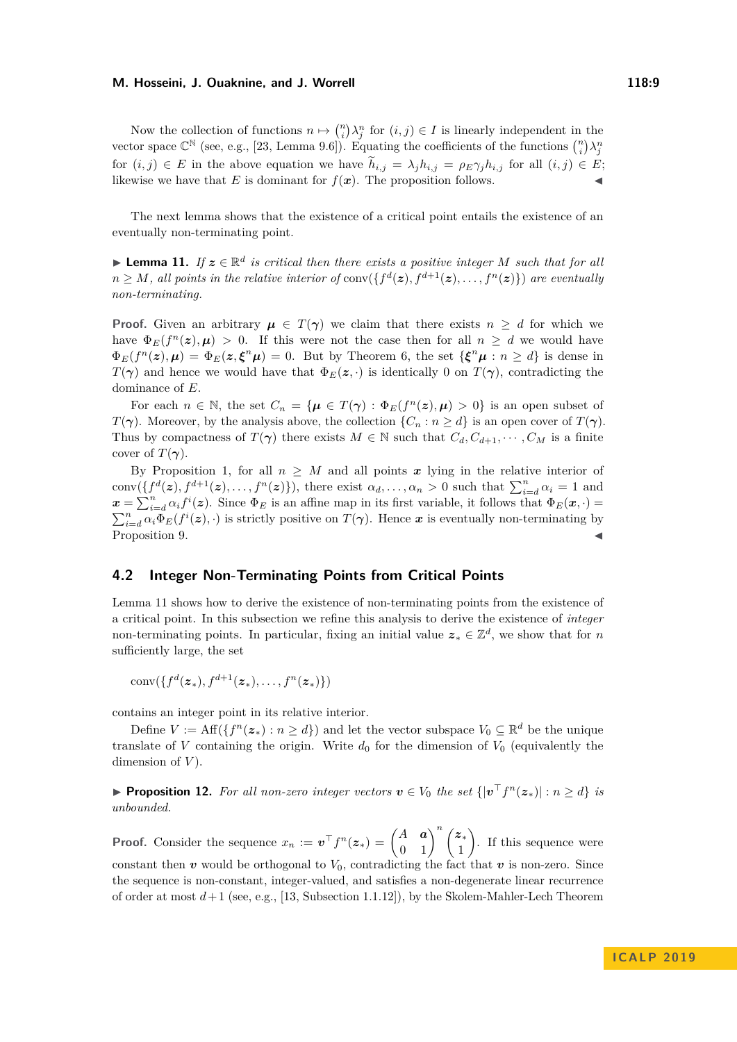Now the collection of functions $n \mapsto \binom{n}{i}\lambda_j^n$ for $(i,j) \in I$ is linearly independent in the vector space $\mathbb{C}^{\mathbb{N}}$ (see, e.g., [23, Lemma 9.6]). Equating the coefficients of the functions $\binom{n}{i}\lambda_j^n$ for $(i,j) \in E$ in the above equation we have $\widetilde{h}_{i,j} = \lambda_j h_{i,j} = \rho_E \gamma_j h_{i,j}$ for all $(i,j) \in E$; likewise we have that $E$ is dominant for $f(\boldsymbol{x})$. The proposition follows. ◀

The next lemma shows that the existence of a critical point entails the existence of an eventually non-terminating point.

▶ **Lemma 11.** *If $\boldsymbol{z} \in \mathbb{R}^d$ is critical then there exists a positive integer $M$ such that for all $n \geq M$, all points in the relative interior of* $\operatorname{conv}(\{f^d(\boldsymbol{z}), f^{d+1}(\boldsymbol{z}), \ldots, f^n(\boldsymbol{z})\})$ *are eventually non-terminating.*

**Proof.** Given an arbitrary $\boldsymbol{\mu} \in T(\boldsymbol{\gamma})$ we claim that there exists $n \geq d$ for which we have $\Phi_E(f^n(\boldsymbol{z}), \boldsymbol{\mu}) > 0$. If this were not the case then for all $n \geq d$ we would have $\Phi_E(f^n(\boldsymbol{z}), \boldsymbol{\mu}) = \Phi_E(\boldsymbol{z}, \boldsymbol{\xi}^n \boldsymbol{\mu}) = 0$. But by Theorem 6, the set $\{\boldsymbol{\xi}^n \boldsymbol{\mu} : n \geq d\}$ is dense in $T(\boldsymbol{\gamma})$ and hence we would have that $\Phi_E(\boldsymbol{z}, \cdot)$ is identically 0 on $T(\boldsymbol{\gamma})$, contradicting the dominance of $E$.

For each $n \in \mathbb{N}$, the set $C_n = \{\boldsymbol{\mu} \in T(\boldsymbol{\gamma}) : \Phi_E(f^n(\boldsymbol{z}), \boldsymbol{\mu}) > 0\}$ is an open subset of $T(\boldsymbol{\gamma})$. Moreover, by the analysis above, the collection $\{C_n : n \geq d\}$ is an open cover of $T(\boldsymbol{\gamma})$. Thus by compactness of $T(\boldsymbol{\gamma})$ there exists $M \in \mathbb{N}$ such that $C_d, C_{d+1}, \cdots, C_M$ is a finite cover of $T(\boldsymbol{\gamma})$.

By Proposition 1, for all $n \geq M$ and all points $\boldsymbol{x}$ lying in the relative interior of $\operatorname{conv}(\{f^d(\boldsymbol{z}), f^{d+1}(\boldsymbol{z}), \ldots, f^n(\boldsymbol{z})\})$, there exist $\alpha_d, \ldots, \alpha_n > 0$ such that $\sum_{i=d}^n \alpha_i = 1$ and $\boldsymbol{x} = \sum_{i=d}^n \alpha_i f^i(\boldsymbol{z})$. Since $\Phi_E$ is an affine map in its first variable, it follows that $\Phi_E(\boldsymbol{x}, \cdot) = \sum_{i=d}^n \alpha_i \Phi_E(f^i(\boldsymbol{z}), \cdot)$ is strictly positive on $T(\boldsymbol{\gamma})$. Hence $\boldsymbol{x}$ is eventually non-terminating by Proposition 9. ◀

## 4.2 Integer Non-Terminating Points from Critical Points

Lemma 11 shows how to derive the existence of non-terminating points from the existence of a critical point. In this subsection we refine this analysis to derive the existence of *integer* non-terminating points. In particular, fixing an initial value $\boldsymbol{z}_* \in \mathbb{Z}^d$, we show that for $n$ sufficiently large, the set

$$\operatorname{conv}(\{f^d(\boldsymbol{z}_*), f^{d+1}(\boldsymbol{z}_*), \ldots, f^n(\boldsymbol{z}_*)\})$$

contains an integer point in its relative interior.

Define $V := \operatorname{Aff}(\{f^n(\boldsymbol{z}_*) : n \geq d\})$ and let the vector subspace $V_0 \subseteq \mathbb{R}^d$ be the unique translate of $V$ containing the origin. Write $d_0$ for the dimension of $V_0$ (equivalently the dimension of $V$).

▶ **Proposition 12.** *For all non-zero integer vectors $\boldsymbol{v} \in V_0$ the set $\{|\boldsymbol{v}^\top f^n(\boldsymbol{z}_*)| : n \geq d\}$ is unbounded.*

**Proof.** Consider the sequence $x_n := \boldsymbol{v}^\top f^n(\boldsymbol{z}_*) = \begin{pmatrix} A & \boldsymbol{a} \\ 0 & 1 \end{pmatrix}^n \begin{pmatrix} \boldsymbol{z}_* \\ 1 \end{pmatrix}$. If this sequence were constant then $\boldsymbol{v}$ would be orthogonal to $V_0$, contradicting the fact that $\boldsymbol{v}$ is non-zero. Since the sequence is non-constant, integer-valued, and satisfies a non-degenerate linear recurrence of order at most $d+1$ (see, e.g., [13, Subsection 1.1.12]), by the Skolem-Mahler-Lech Theorem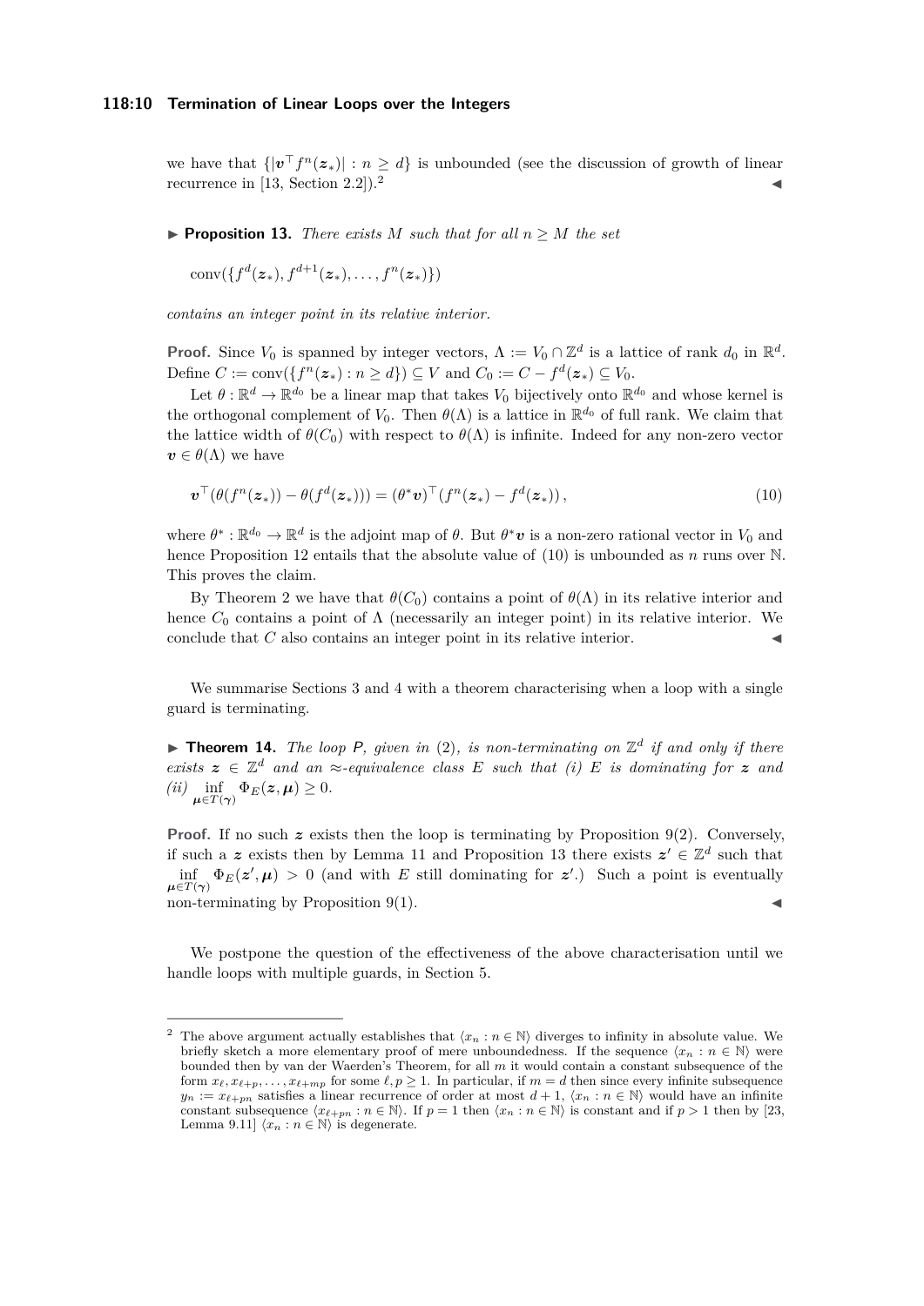we have that $\{|\boldsymbol{v}^\top f^n(\boldsymbol{z}_*)| : n \geq d\}$ is unbounded (see the discussion of growth of linear recurrence in [13, Section 2.2]).[2] ◀

▶ **Proposition 13.** *There exists $M$ such that for all $n \geq M$ the set*

$$\mathrm{conv}(\{f^d(\boldsymbol{z}_*), f^{d+1}(\boldsymbol{z}_*), \ldots, f^n(\boldsymbol{z}_*)\})$$

*contains an integer point in its relative interior.*

**Proof.** Since $V_0$ is spanned by integer vectors, $\Lambda := V_0 \cap \mathbb{Z}^d$ is a lattice of rank $d_0$ in $\mathbb{R}^d$. Define $C := \mathrm{conv}(\{f^n(\boldsymbol{z}_*) : n \geq d\}) \subseteq V$ and $C_0 := C - f^d(\boldsymbol{z}_*) \subseteq V_0$.

Let $\theta : \mathbb{R}^d \to \mathbb{R}^{d_0}$ be a linear map that takes $V_0$ bijectively onto $\mathbb{R}^{d_0}$ and whose kernel is the orthogonal complement of $V_0$. Then $\theta(\Lambda)$ is a lattice in $\mathbb{R}^{d_0}$ of full rank. We claim that the lattice width of $\theta(C_0)$ with respect to $\theta(\Lambda)$ is infinite. Indeed for any non-zero vector $\boldsymbol{v} \in \theta(\Lambda)$ we have

$$\boldsymbol{v}^\top(\theta(f^n(\boldsymbol{z}_*)) - \theta(f^d(\boldsymbol{z}_*))) = (\theta^*\boldsymbol{v})^\top(f^n(\boldsymbol{z}_*) - f^d(\boldsymbol{z}_*)), \tag{10}$$

where $\theta^* : \mathbb{R}^{d_0} \to \mathbb{R}^d$ is the adjoint map of $\theta$. But $\theta^*\boldsymbol{v}$ is a non-zero rational vector in $V_0$ and hence Proposition 12 entails that the absolute value of (10) is unbounded as $n$ runs over $\mathbb{N}$. This proves the claim.

By Theorem 2 we have that $\theta(C_0)$ contains a point of $\theta(\Lambda)$ in its relative interior and hence $C_0$ contains a point of $\Lambda$ (necessarily an integer point) in its relative interior. We conclude that $C$ also contains an integer point in its relative interior. ◀

We summarise Sections 3 and 4 with a theorem characterising when a loop with a single guard is terminating.

▶ **Theorem 14.** *The loop $\mathsf{P}$, given in (2), is non-terminating on $\mathbb{Z}^d$ if and only if there exists $\boldsymbol{z} \in \mathbb{Z}^d$ and an $\approx$-equivalence class $E$ such that (i) $E$ is dominating for $\boldsymbol{z}$ and (ii) $\inf_{\boldsymbol{\mu} \in T(\boldsymbol{\gamma})} \Phi_E(\boldsymbol{z}, \boldsymbol{\mu}) \geq 0$.*

**Proof.** If no such $\boldsymbol{z}$ exists then the loop is terminating by Proposition 9(2). Conversely, if such a $\boldsymbol{z}$ exists then by Lemma 11 and Proposition 13 there exists $\boldsymbol{z}' \in \mathbb{Z}^d$ such that $\inf_{\boldsymbol{\mu} \in T(\boldsymbol{\gamma})} \Phi_E(\boldsymbol{z}', \boldsymbol{\mu}) > 0$ (and with $E$ still dominating for $\boldsymbol{z}'$.) Such a point is eventually non-terminating by Proposition 9(1). ◀

We postpone the question of the effectiveness of the above characterisation until we handle loops with multiple guards, in Section 5.

---

[2] The above argument actually establishes that $\langle x_n : n \in \mathbb{N}\rangle$ diverges to infinity in absolute value. We briefly sketch a more elementary proof of mere unboundedness. If the sequence $\langle x_n : n \in \mathbb{N}\rangle$ were bounded then by van der Waerden's Theorem, for all $m$ it would contain a constant subsequence of the form $x_\ell, x_{\ell+p}, \ldots, x_{\ell+mp}$ for some $\ell, p \geq 1$. In particular, if $m = d$ then since every infinite subsequence $y_n := x_{\ell+pn}$ satisfies a linear recurrence of order at most $d+1$, $\langle x_n : n \in \mathbb{N}\rangle$ would have an infinite constant subsequence $\langle x_{\ell+pn} : n \in \mathbb{N}\rangle$. If $p = 1$ then $\langle x_n : n \in \mathbb{N}\rangle$ is constant and if $p > 1$ then by [23, Lemma 9.11] $\langle x_n : n \in \mathbb{N}\rangle$ is degenerate.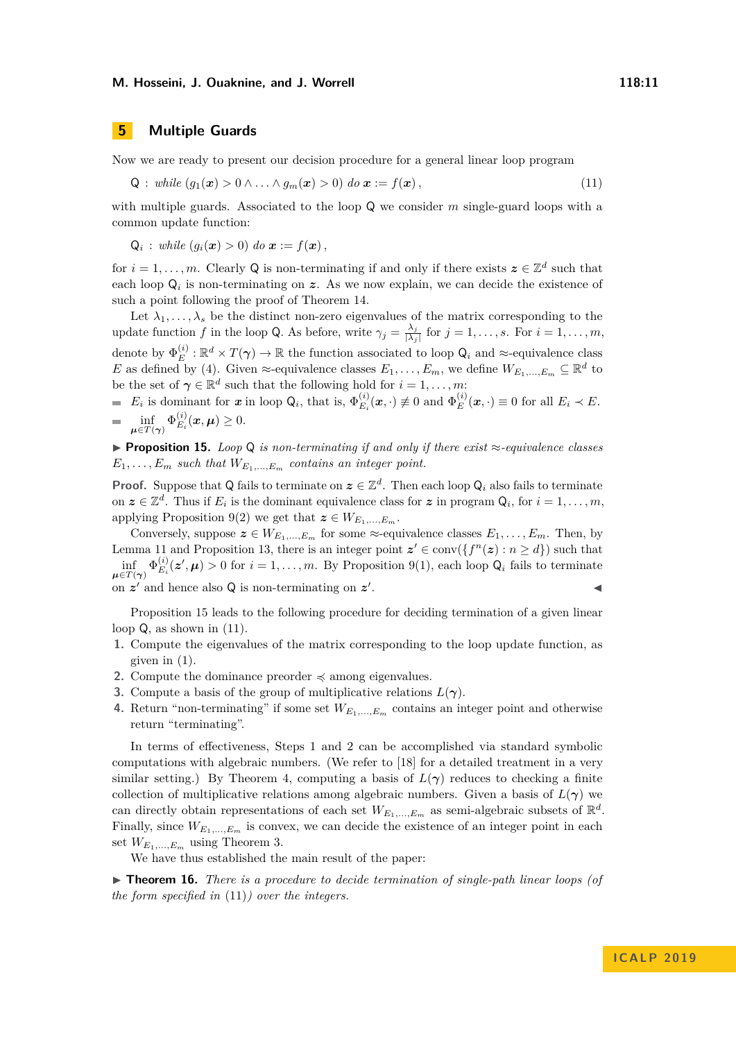## 5 Multiple Guards

Now we are ready to present our decision procedure for a general linear loop program

$$\mathsf{Q} \,:\, \textit{while } (g_1(\boldsymbol{x}) > 0 \wedge \ldots \wedge g_m(\boldsymbol{x}) > 0) \textit{ do } \boldsymbol{x} := f(\boldsymbol{x})\,, \tag{11}$$

with multiple guards. Associated to the loop $\mathsf{Q}$ we consider $m$ single-guard loops with a common update function:

$$\mathsf{Q}_i \,:\, \textit{while } (g_i(\boldsymbol{x}) > 0) \textit{ do } \boldsymbol{x} := f(\boldsymbol{x})\,,$$

for $i = 1, \ldots, m$. Clearly $\mathsf{Q}$ is non-terminating if and only if there exists $\boldsymbol{z} \in \mathbb{Z}^d$ such that each loop $\mathsf{Q}_i$ is non-terminating on $\boldsymbol{z}$. As we now explain, we can decide the existence of such a point following the proof of Theorem 14.

Let $\lambda_1, \ldots, \lambda_s$ be the distinct non-zero eigenvalues of the matrix corresponding to the update function $f$ in the loop $\mathsf{Q}$. As before, write $\gamma_j = \frac{\lambda_j}{|\lambda_j|}$ for $j = 1, \ldots, s$. For $i = 1, \ldots, m$, denote by $\Phi^{(i)}_E : \mathbb{R}^d \times T(\boldsymbol{\gamma}) \to \mathbb{R}$ the function associated to loop $\mathsf{Q}_i$ and $\approx$-equivalence class $E$ as defined by (4). Given $\approx$-equivalence classes $E_1, \ldots, E_m$, we define $W_{E_1,\ldots,E_m} \subseteq \mathbb{R}^d$ to be the set of $\boldsymbol{\gamma} \in \mathbb{R}^d$ such that the following hold for $i = 1, \ldots, m$:

- $E_i$ is dominant for $\boldsymbol{x}$ in loop $\mathsf{Q}_i$, that is, $\Phi^{(i)}_{E_i}(\boldsymbol{x}, \cdot) \not\equiv 0$ and $\Phi^{(i)}_E(\boldsymbol{x}, \cdot) \equiv 0$ for all $E_i \prec E$.
- $\inf\limits_{\boldsymbol{\mu} \in T(\boldsymbol{\gamma})} \Phi^{(i)}_{E_i}(\boldsymbol{x}, \boldsymbol{\mu}) \geq 0$.

▶ **Proposition 15.** *Loop $\mathsf{Q}$ is non-terminating if and only if there exist $\approx$-equivalence classes $E_1, \ldots, E_m$ such that $W_{E_1,\ldots,E_m}$ contains an integer point.*

**Proof.** Suppose that $\mathsf{Q}$ fails to terminate on $\boldsymbol{z} \in \mathbb{Z}^d$. Then each loop $\mathsf{Q}_i$ also fails to terminate on $\boldsymbol{z} \in \mathbb{Z}^d$. Thus if $E_i$ is the dominant equivalence class for $\boldsymbol{z}$ in program $\mathsf{Q}_i$, for $i = 1, \ldots, m$, applying Proposition 9(2) we get that $\boldsymbol{z} \in W_{E_1,\ldots,E_m}$.

Conversely, suppose $\boldsymbol{z} \in W_{E_1,\ldots,E_m}$ for some $\approx$-equivalence classes $E_1, \ldots, E_m$. Then, by Lemma 11 and Proposition 13, there is an integer point $\boldsymbol{z}' \in \mathrm{conv}(\{f^n(\boldsymbol{z}) : n \geq d\})$ such that $\inf\limits_{\boldsymbol{\mu} \in T(\boldsymbol{\gamma})} \Phi^{(i)}_{E_i}(\boldsymbol{z}', \boldsymbol{\mu}) > 0$ for $i = 1, \ldots, m$. By Proposition 9(1), each loop $\mathsf{Q}_i$ fails to terminate on $\boldsymbol{z}'$ and hence also $\mathsf{Q}$ is non-terminating on $\boldsymbol{z}'$. ◀

Proposition 15 leads to the following procedure for deciding termination of a given linear loop $\mathsf{Q}$, as shown in (11).

1. Compute the eigenvalues of the matrix corresponding to the loop update function, as given in (1).
2. Compute the dominance preorder $\preccurlyeq$ among eigenvalues.
3. Compute a basis of the group of multiplicative relations $L(\boldsymbol{\gamma})$.
4. Return "non-terminating" if some set $W_{E_1,\ldots,E_m}$ contains an integer point and otherwise return "terminating".

In terms of effectiveness, Steps 1 and 2 can be accomplished via standard symbolic computations with algebraic numbers. (We refer to [18] for a detailed treatment in a very similar setting.) By Theorem 4, computing a basis of $L(\boldsymbol{\gamma})$ reduces to checking a finite collection of multiplicative relations among algebraic numbers. Given a basis of $L(\boldsymbol{\gamma})$ we can directly obtain representations of each set $W_{E_1,\ldots,E_m}$ as semi-algebraic subsets of $\mathbb{R}^d$. Finally, since $W_{E_1,\ldots,E_m}$ is convex, we can decide the existence of an integer point in each set $W_{E_1,\ldots,E_m}$ using Theorem 3.

We have thus established the main result of the paper:

▶ **Theorem 16.** *There is a procedure to decide termination of single-path linear loops (of the form specified in* (11)*) over the integers.*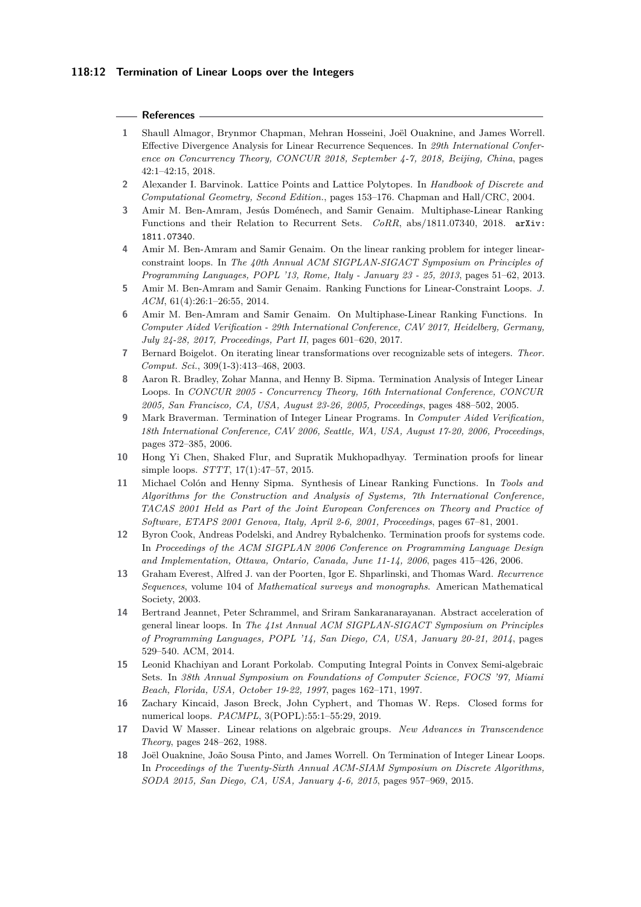## References

1. Shaull Almagor, Brynmor Chapman, Mehran Hosseini, Joël Ouaknine, and James Worrell. Effective Divergence Analysis for Linear Recurrence Sequences. In *29th International Conference on Concurrency Theory, CONCUR 2018, September 4-7, 2018, Beijing, China*, pages 42:1–42:15, 2018.
2. Alexander I. Barvinok. Lattice Points and Lattice Polytopes. In *Handbook of Discrete and Computational Geometry, Second Edition.*, pages 153–176. Chapman and Hall/CRC, 2004.
3. Amir M. Ben-Amram, Jesús Doménech, and Samir Genaim. Multiphase-Linear Ranking Functions and their Relation to Recurrent Sets. *CoRR*, abs/1811.07340, 2018. `arXiv:1811.07340`.
4. Amir M. Ben-Amram and Samir Genaim. On the linear ranking problem for integer linear-constraint loops. In *The 40th Annual ACM SIGPLAN-SIGACT Symposium on Principles of Programming Languages, POPL '13, Rome, Italy - January 23 - 25, 2013*, pages 51–62, 2013.
5. Amir M. Ben-Amram and Samir Genaim. Ranking Functions for Linear-Constraint Loops. *J. ACM*, 61(4):26:1–26:55, 2014.
6. Amir M. Ben-Amram and Samir Genaim. On Multiphase-Linear Ranking Functions. In *Computer Aided Verification - 29th International Conference, CAV 2017, Heidelberg, Germany, July 24-28, 2017, Proceedings, Part II*, pages 601–620, 2017.
7. Bernard Boigelot. On iterating linear transformations over recognizable sets of integers. *Theor. Comput. Sci.*, 309(1-3):413–468, 2003.
8. Aaron R. Bradley, Zohar Manna, and Henny B. Sipma. Termination Analysis of Integer Linear Loops. In *CONCUR 2005 - Concurrency Theory, 16th International Conference, CONCUR 2005, San Francisco, CA, USA, August 23-26, 2005, Proceedings*, pages 488–502, 2005.
9. Mark Braverman. Termination of Integer Linear Programs. In *Computer Aided Verification, 18th International Conference, CAV 2006, Seattle, WA, USA, August 17-20, 2006, Proceedings*, pages 372–385, 2006.
10. Hong Yi Chen, Shaked Flur, and Supratik Mukhopadhyay. Termination proofs for linear simple loops. *STTT*, 17(1):47–57, 2015.
11. Michael Colón and Henny Sipma. Synthesis of Linear Ranking Functions. In *Tools and Algorithms for the Construction and Analysis of Systems, 7th International Conference, TACAS 2001 Held as Part of the Joint European Conferences on Theory and Practice of Software, ETAPS 2001 Genova, Italy, April 2-6, 2001, Proceedings*, pages 67–81, 2001.
12. Byron Cook, Andreas Podelski, and Andrey Rybalchenko. Termination proofs for systems code. In *Proceedings of the ACM SIGPLAN 2006 Conference on Programming Language Design and Implementation, Ottawa, Ontario, Canada, June 11-14, 2006*, pages 415–426, 2006.
13. Graham Everest, Alfred J. van der Poorten, Igor E. Shparlinski, and Thomas Ward. *Recurrence Sequences*, volume 104 of *Mathematical surveys and monographs*. American Mathematical Society, 2003.
14. Bertrand Jeannet, Peter Schrammel, and Sriram Sankaranarayanan. Abstract acceleration of general linear loops. In *The 41st Annual ACM SIGPLAN-SIGACT Symposium on Principles of Programming Languages, POPL '14, San Diego, CA, USA, January 20-21, 2014*, pages 529–540. ACM, 2014.
15. Leonid Khachiyan and Lorant Porkolab. Computing Integral Points in Convex Semi-algebraic Sets. In *38th Annual Symposium on Foundations of Computer Science, FOCS '97, Miami Beach, Florida, USA, October 19-22, 1997*, pages 162–171, 1997.
16. Zachary Kincaid, Jason Breck, John Cyphert, and Thomas W. Reps. Closed forms for numerical loops. *PACMPL*, 3(POPL):55:1–55:29, 2019.
17. David W Masser. Linear relations on algebraic groups. *New Advances in Transcendence Theory*, pages 248–262, 1988.
18. Joël Ouaknine, João Sousa Pinto, and James Worrell. On Termination of Integer Linear Loops. In *Proceedings of the Twenty-Sixth Annual ACM-SIAM Symposium on Discrete Algorithms, SODA 2015, San Diego, CA, USA, January 4-6, 2015*, pages 957–969, 2015.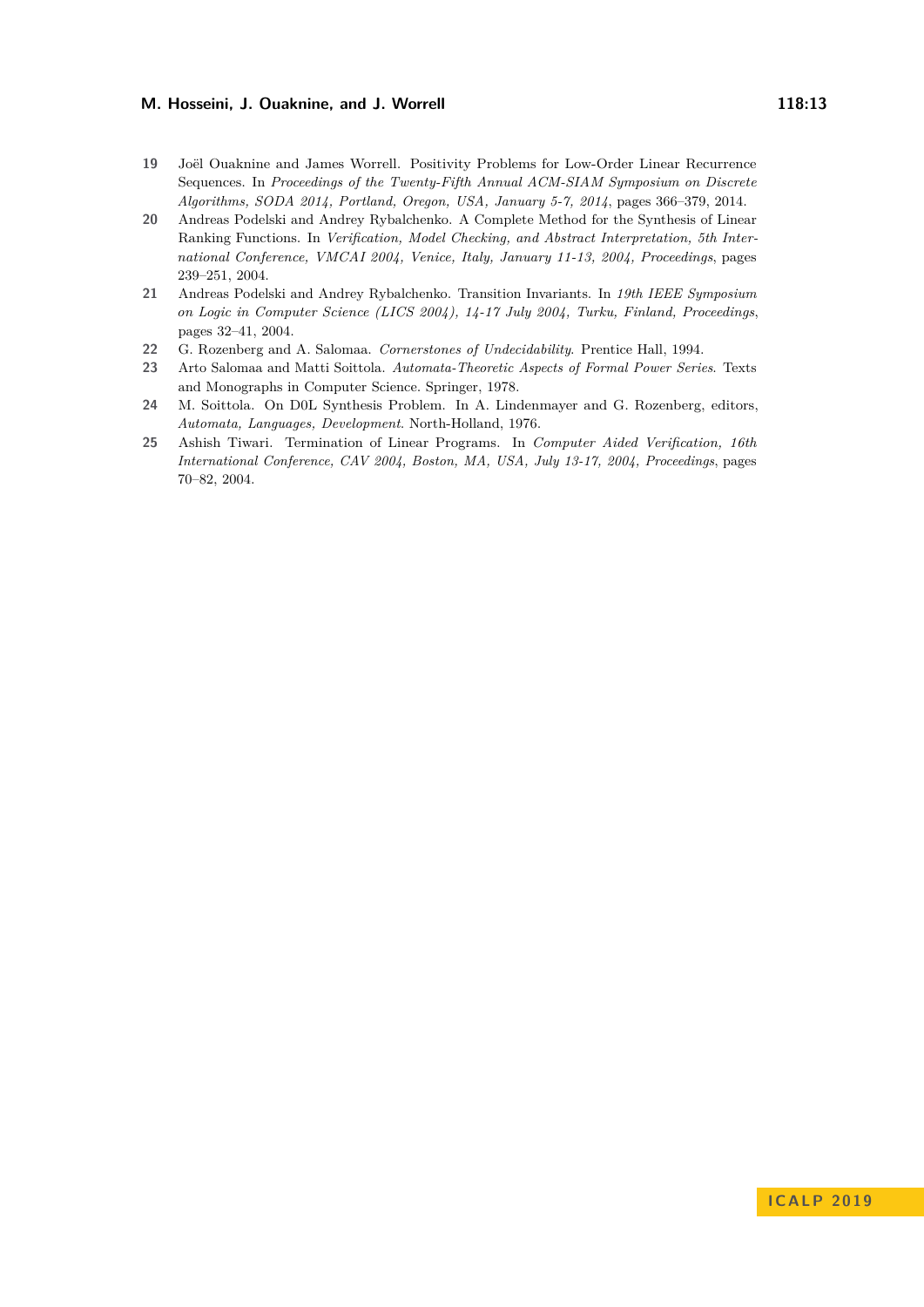19 Joël Ouaknine and James Worrell. Positivity Problems for Low-Order Linear Recurrence Sequences. In *Proceedings of the Twenty-Fifth Annual ACM-SIAM Symposium on Discrete Algorithms, SODA 2014, Portland, Oregon, USA, January 5-7, 2014*, pages 366–379, 2014.

20 Andreas Podelski and Andrey Rybalchenko. A Complete Method for the Synthesis of Linear Ranking Functions. In *Verification, Model Checking, and Abstract Interpretation, 5th International Conference, VMCAI 2004, Venice, Italy, January 11-13, 2004, Proceedings*, pages 239–251, 2004.

21 Andreas Podelski and Andrey Rybalchenko. Transition Invariants. In *19th IEEE Symposium on Logic in Computer Science (LICS 2004), 14-17 July 2004, Turku, Finland, Proceedings*, pages 32–41, 2004.

22 G. Rozenberg and A. Salomaa. *Cornerstones of Undecidability*. Prentice Hall, 1994.

23 Arto Salomaa and Matti Soittola. *Automata-Theoretic Aspects of Formal Power Series*. Texts and Monographs in Computer Science. Springer, 1978.

24 M. Soittola. On D0L Synthesis Problem. In A. Lindenmayer and G. Rozenberg, editors, *Automata, Languages, Development*. North-Holland, 1976.

25 Ashish Tiwari. Termination of Linear Programs. In *Computer Aided Verification, 16th International Conference, CAV 2004, Boston, MA, USA, July 13-17, 2004, Proceedings*, pages 70–82, 2004.